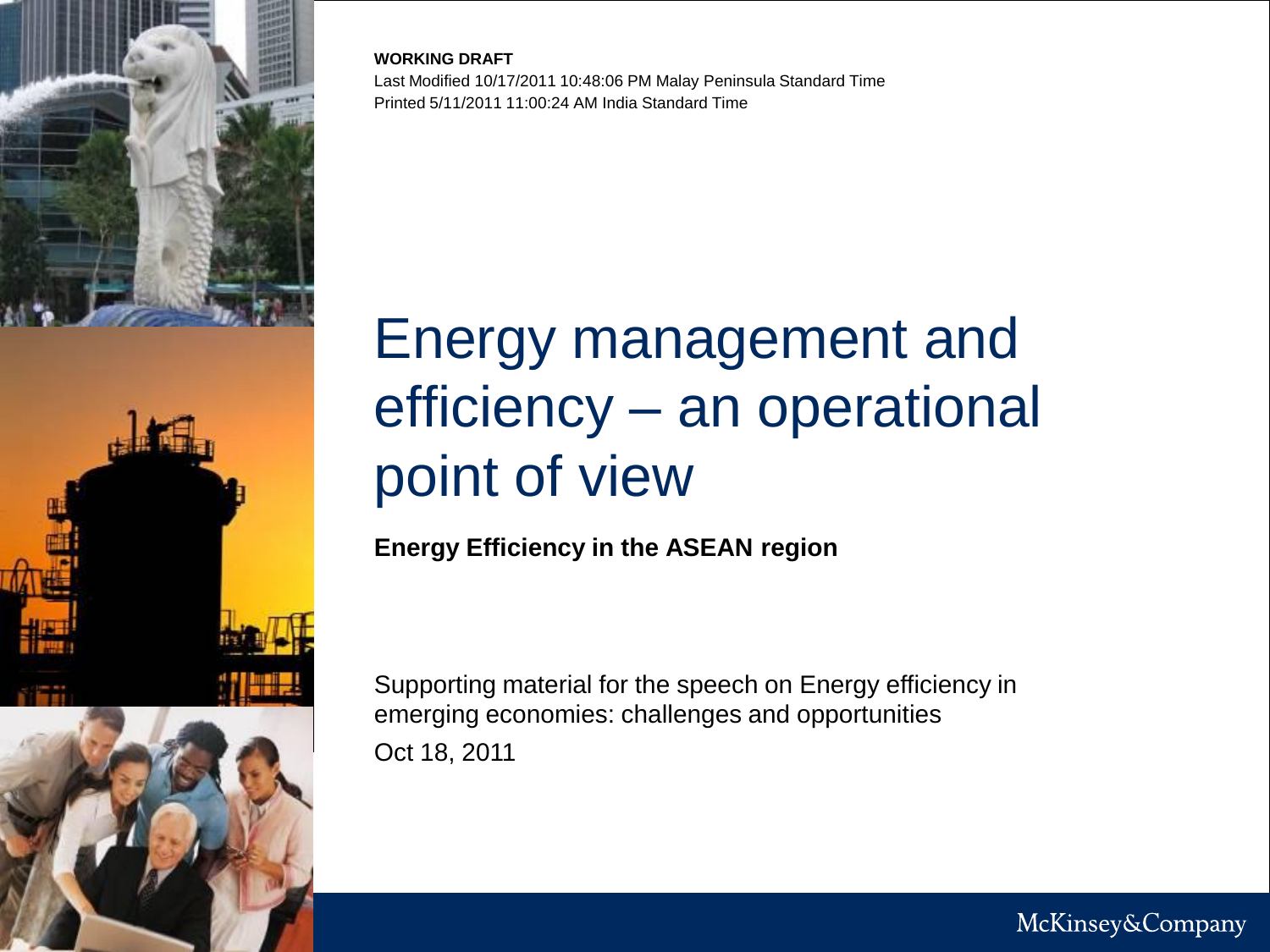**WORKING DRAFT**
Last Modified 10/17/2011 10:48:06 PM Malay Peninsula Standard Time
Printed 5/11/2011 11:00:24 AM India Standard Time

# Energy management and efficiency – an operational point of view

**Energy Efficiency in the ASEAN region**

Supporting material for the speech on Energy efficiency in emerging economies: challenges and opportunities

Oct 18, 2011

McKinsey&Company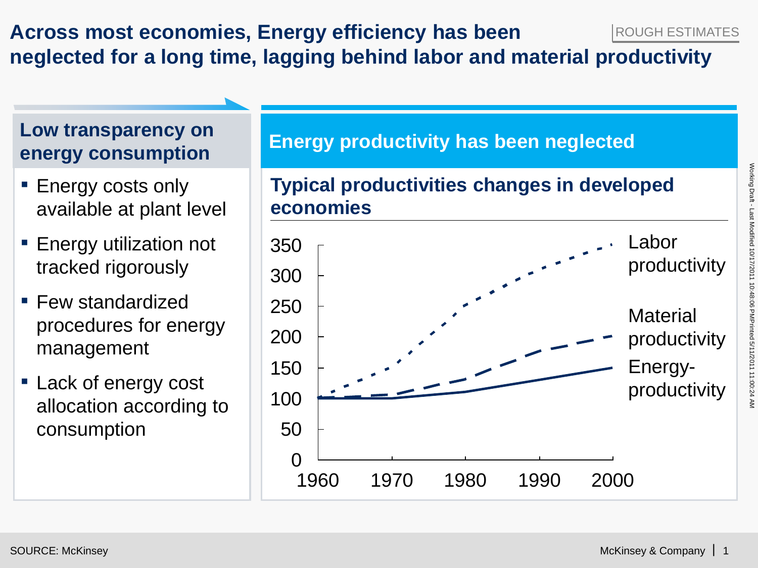# Across most economies, Energy efficiency has been neglected for a long time, lagging behind labor and material productivity

ROUGH ESTIMATES

## Low transparency on energy consumption

- Energy costs only available at plant level
- Energy utilization not tracked rigorously
- Few standardized procedures for energy management
- Lack of energy cost allocation according to consumption

## Energy productivity has been neglected

### Typical productivities changes in developed economies

| Year | Labor productivity | Material productivity | Energy-productivity |
|---|---|---|---|
| 1960 | 100 | 100 | 100 |
| 1970 | 150 | 105 | 100 |
| 1980 | 250 | 130 | 110 |
| 1990 | 310 | 175 | 130 |
| 2000 | 350 | 200 | 150 |

SOURCE: McKinsey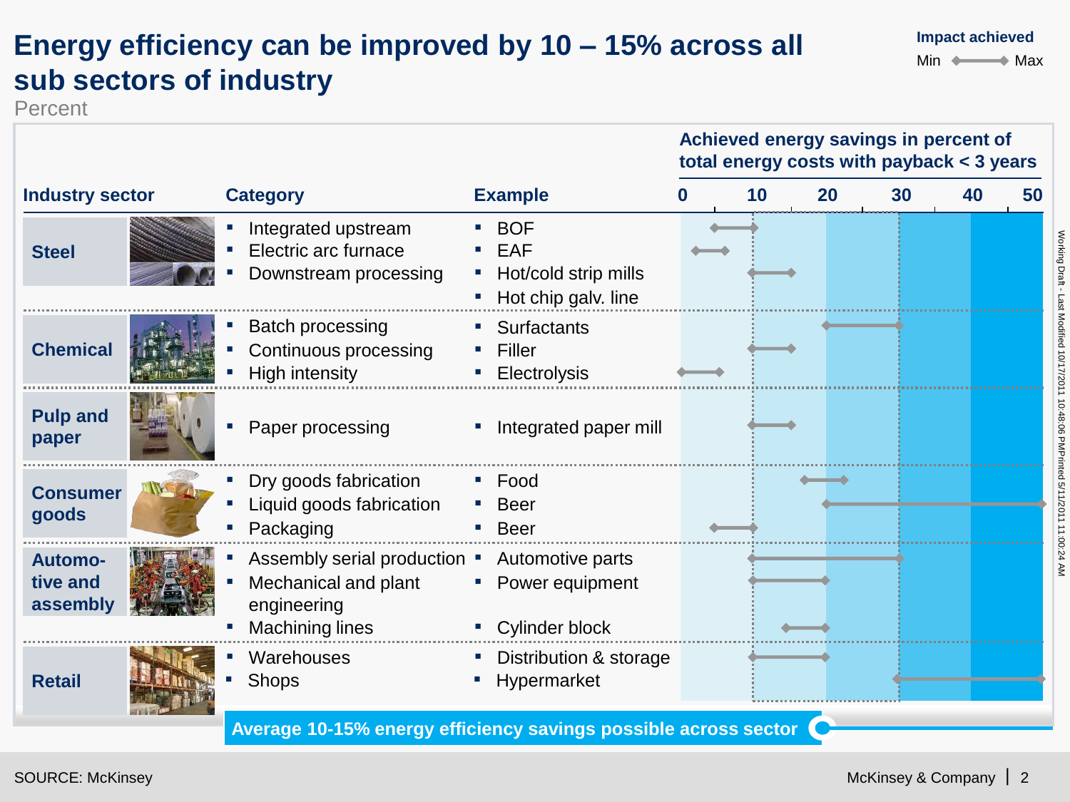# Energy efficiency can be improved by 10 – 15% across all sub sectors of industry

Percent

Impact achieved: Min ◆—◆ Max

Achieved energy savings in percent of total energy costs with payback < 3 years

| Industry sector | Category | Example | Min | Max |
|---|---|---|---|---|
| Steel | Integrated upstream | BOF | 5 | 10 |
| | Electric arc furnace | EAF | 2 | 6 |
| | Downstream processing | Hot/cold strip mills | 10 | 15 |
| | | Hot chip galv. line | | |
| Chemical | Batch processing | Surfactants | 20 | 30 |
| | Continuous processing | Filler | 10 | 15 |
| | High intensity | Electrolysis | 0 | 5 |
| Pulp and paper | Paper processing | Integrated paper mill | 10 | 15 |
| Consumer goods | Dry goods fabrication | Food | 17 | 22 |
| | Liquid goods fabrication | Beer | 20 | 50 |
| | Packaging | Beer | 4 | 10 |
| Automotive and assembly | Assembly serial production | Automotive parts | 10 | 30 |
| | Mechanical and plant engineering | Power equipment | 10 | 20 |
| | Machining lines | Cylinder block | 15 | 20 |
| Retail | Warehouses | Distribution & storage | 10 | 20 |
| | Shops | Hypermarket | 30 | 50 |

**Average 10-15% energy efficiency savings possible across sector**

SOURCE: McKinsey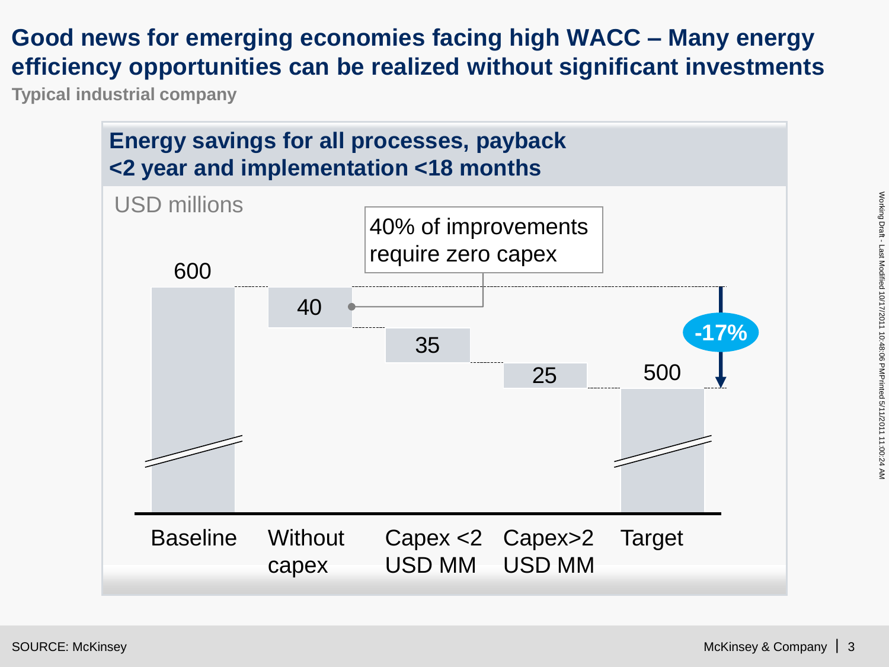# Good news for emerging economies facing high WACC – Many energy efficiency opportunities can be realized without significant investments

**Typical industrial company**

## Energy savings for all processes, payback <2 year and implementation <18 months

USD millions

| Category | Value |
| --- | --- |
| Baseline | 600 |
| Without capex | 40 |
| Capex <2 USD MM | 35 |
| Capex>2 USD MM | 25 |
| Target | 500 |

40% of improvements require zero capex

-17%

SOURCE: McKinsey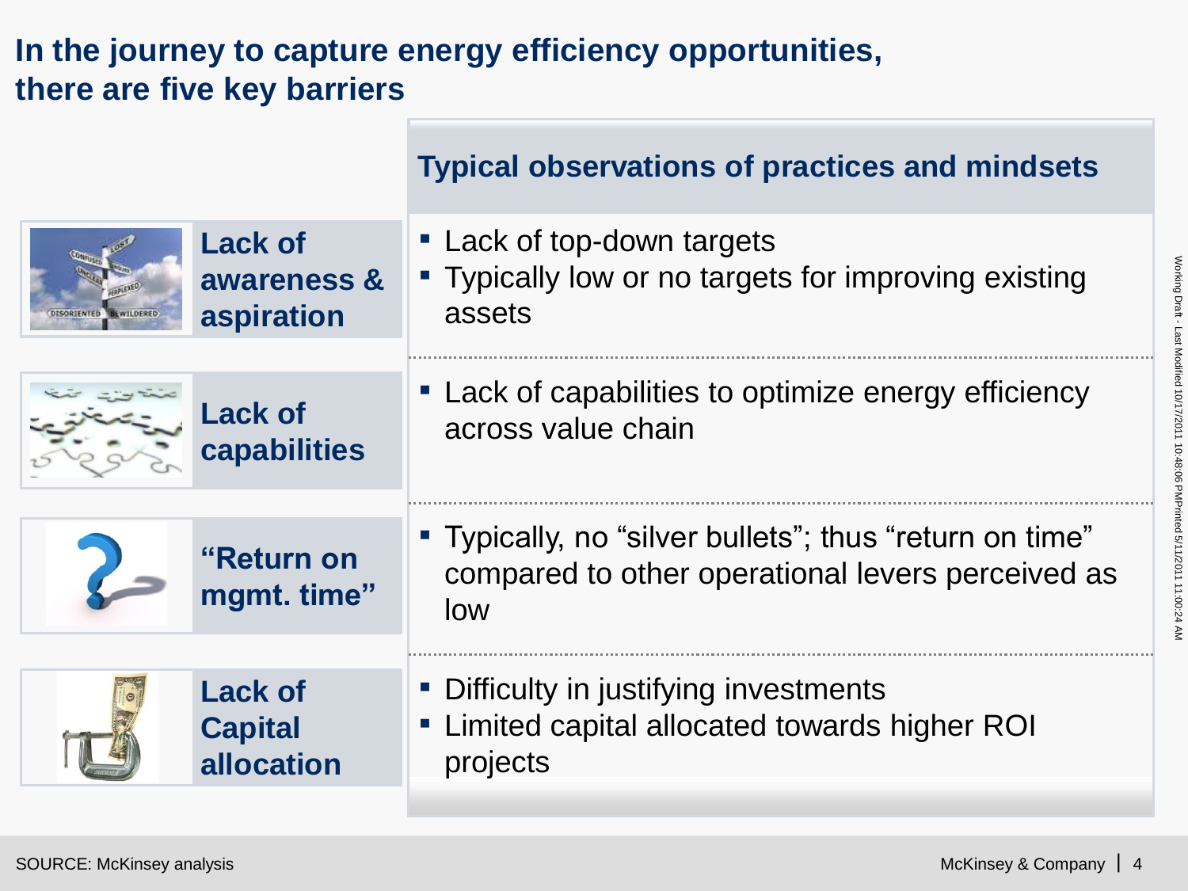# In the journey to capture energy efficiency opportunities, there are five key barriers

| | Typical observations of practices and mindsets |
|---|---|
| **Lack of awareness & aspiration** | ▪ Lack of top-down targets<br>▪ Typically low or no targets for improving existing assets |
| **Lack of capabilities** | ▪ Lack of capabilities to optimize energy efficiency across value chain |
| **"Return on mgmt. time"** | ▪ Typically, no "silver bullets"; thus "return on time" compared to other operational levers perceived as low |
| **Lack of Capital allocation** | ▪ Difficulty in justifying investments<br>▪ Limited capital allocated towards higher ROI projects |

SOURCE: McKinsey analysis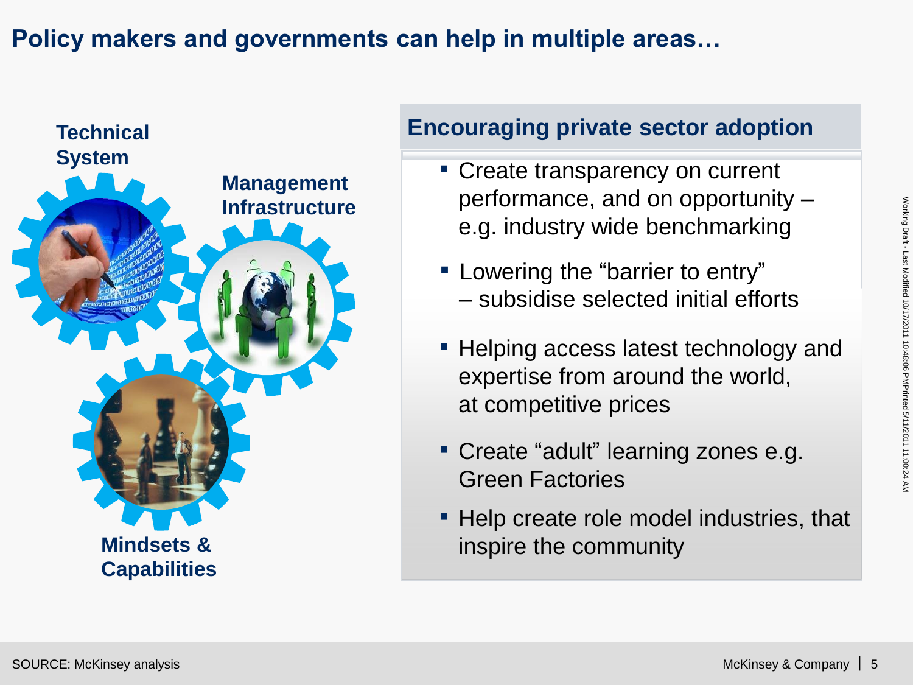# Policy makers and governments can help in multiple areas…

**Technical System**

**Management Infrastructure**

**Mindsets & Capabilities**

## Encouraging private sector adoption

- Create transparency on current performance, and on opportunity – e.g. industry wide benchmarking
- Lowering the "barrier to entry" – subsidise selected initial efforts
- Helping access latest technology and expertise from around the world, at competitive prices
- Create "adult" learning zones e.g. Green Factories
- Help create role model industries, that inspire the community

SOURCE: McKinsey analysis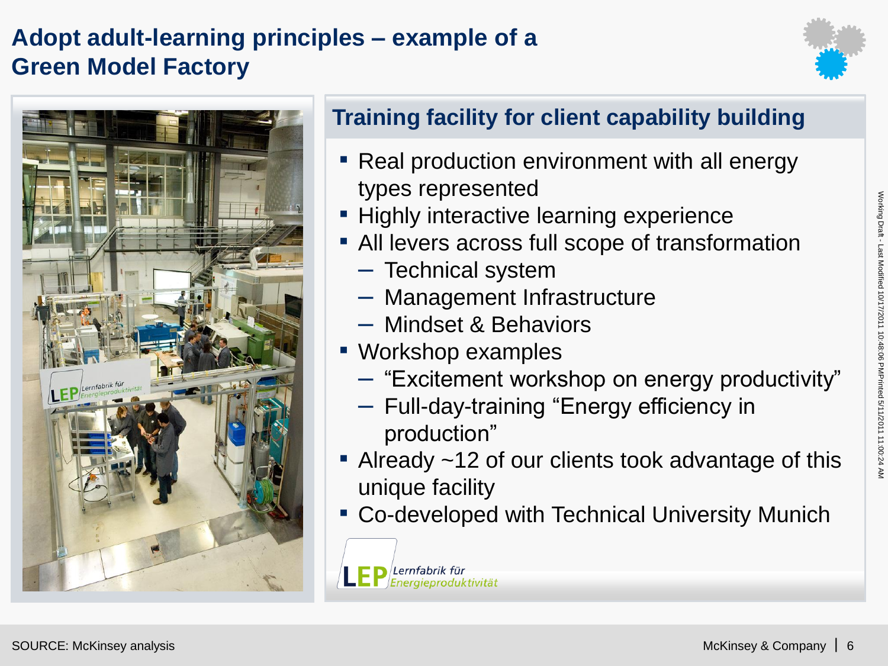# Adopt adult-learning principles – example of a Green Model Factory

## Training facility for client capability building

- Real production environment with all energy types represented
- Highly interactive learning experience
- All levers across full scope of transformation
  - Technical system
  - Management Infrastructure
  - Mindset & Behaviors
- Workshop examples
  - "Excitement workshop on energy productivity"
  - Full-day-training "Energy efficiency in production"
- Already ~12 of our clients took advantage of this unique facility
- Co-developed with Technical University Munich

LEP Lernfabrik für Energieproduktivität

SOURCE: McKinsey analysis